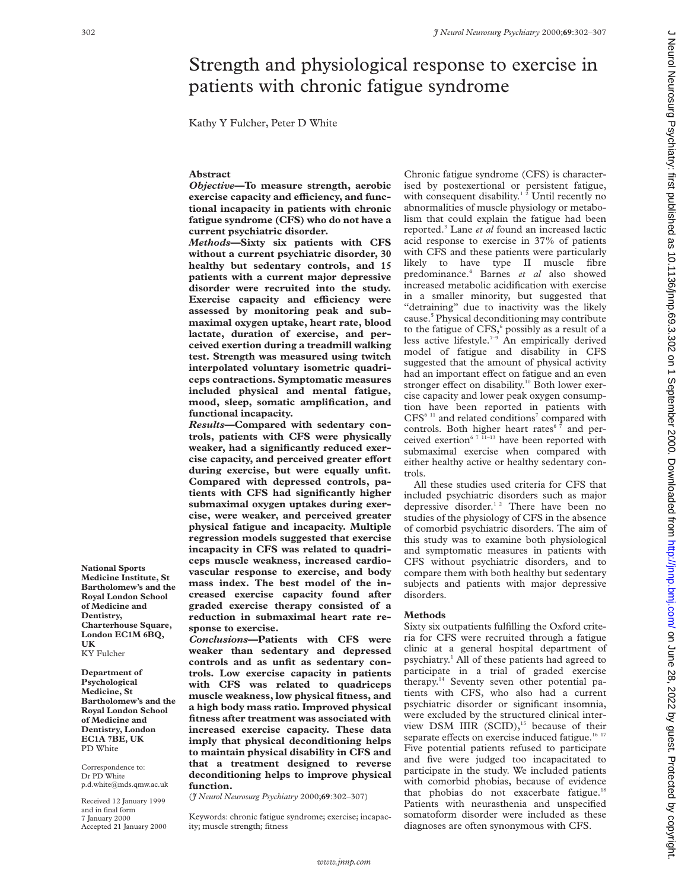# Strength and physiological response to exercise in patients with chronic fatigue syndrome

Kathy Y Fulcher, Peter D White

## Abstract

***Objective*—To measure strength, aerobic exercise capacity and efficiency, and functional incapacity in patients with chronic fatigue syndrome (CFS) who do not have a current psychiatric disorder.**

***Methods*—Sixty six patients with CFS without a current psychiatric disorder, 30 healthy but sedentary controls, and 15 patients with a current major depressive disorder were recruited into the study. Exercise capacity and efficiency were assessed by monitoring peak and submaximal oxygen uptake, heart rate, blood lactate, duration of exercise, and perceived exertion during a treadmill walking test. Strength was measured using twitch interpolated voluntary isometric quadriceps contractions. Symptomatic measures included physical and mental fatigue, mood, sleep, somatic amplification, and functional incapacity.**

***Results*—Compared with sedentary controls, patients with CFS were physically weaker, had a significantly reduced exercise capacity, and perceived greater effort during exercise, but were equally unfit. Compared with depressed controls, patients with CFS had significantly higher submaximal oxygen uptakes during exercise, were weaker, and perceived greater physical fatigue and incapacity. Multiple regression models suggested that exercise incapacity in CFS was related to quadriceps muscle weakness, increased cardiovascular response to exercise, and body mass index. The best model of the increased exercise capacity found after graded exercise therapy consisted of a reduction in submaximal heart rate response to exercise.**

***Conclusions*—Patients with CFS were weaker than sedentary and depressed controls and as unfit as sedentary controls. Low exercise capacity in patients with CFS was related to quadriceps muscle weakness, low physical fitness, and a high body mass ratio. Improved physical fitness after treatment was associated with increased exercise capacity. These data imply that physical deconditioning helps to maintain physical disability in CFS and that a treatment designed to reverse deconditioning helps to improve physical function.**

(*J Neurol Neurosurg Psychiatry* 2000;**69**:302–307)

Keywords: chronic fatigue syndrome; exercise; incapacity; muscle strength; fitness

**National Sports Medicine Institute, St Bartholomew's and the Royal London School of Medicine and Dentistry, Charterhouse Square, London EC1M 6BQ, UK**
KY Fulcher

**Department of Psychological Medicine, St Bartholomew's and the Royal London School of Medicine and Dentistry, London EC1A 7BE, UK**
PD White

Correspondence to: Dr PD White p.d.white@mds.qmw.ac.uk

Received 12 January 1999 and in final form 7 January 2000
Accepted 21 January 2000

Chronic fatigue syndrome (CFS) is characterised by postexertional or persistent fatigue, with consequent disability.[1 2] Until recently no abnormalities of muscle physiology or metabolism that could explain the fatigue had been reported.[3] Lane *et al* found an increased lactic acid response to exercise in 37% of patients with CFS and these patients were particularly likely to have type II muscle fibre predominance.[4] Barnes *et al* also showed increased metabolic acidification with exercise in a smaller minority, but suggested that "detraining" due to inactivity was the likely cause.[5] Physical deconditioning may contribute to the fatigue of CFS,[6] possibly as a result of a less active lifestyle.[7–9] An empirically derived model of fatigue and disability in CFS suggested that the amount of physical activity had an important effect on fatigue and an even stronger effect on disability.[10] Both lower exercise capacity and lower peak oxygen consumption have been reported in patients with CFS[6 11] and related conditions[7] compared with controls. Both higher heart rates[6 7] and perceived exertion[6 7 11–13] have been reported with submaximal exercise when compared with either healthy active or healthy sedentary controls.

All these studies used criteria for CFS that included psychiatric disorders such as major depressive disorder.[1 2] There have been no studies of the physiology of CFS in the absence of comorbid psychiatric disorders. The aim of this study was to examine both physiological and symptomatic measures in patients with CFS without psychiatric disorders, and to compare them with both healthy but sedentary subjects and patients with major depressive disorders.

## Methods

Sixty six outpatients fulfilling the Oxford criteria for CFS were recruited through a fatigue clinic at a general hospital department of psychiatry.[1] All of these patients had agreed to participate in a trial of graded exercise therapy.[14] Seventy seven other potential patients with CFS, who also had a current psychiatric disorder or significant insomnia, were excluded by the structured clinical interview DSM IIIR (SCID),[15] because of their separate effects on exercise induced fatigue.[16 17] Five potential patients refused to participate and five were judged too incapacitated to participate in the study. We included patients with comorbid phobias, because of evidence that phobias do not exacerbate fatigue.[18] Patients with neurasthenia and unspecified somatoform disorder were included as these diagnoses are often synonymous with CFS.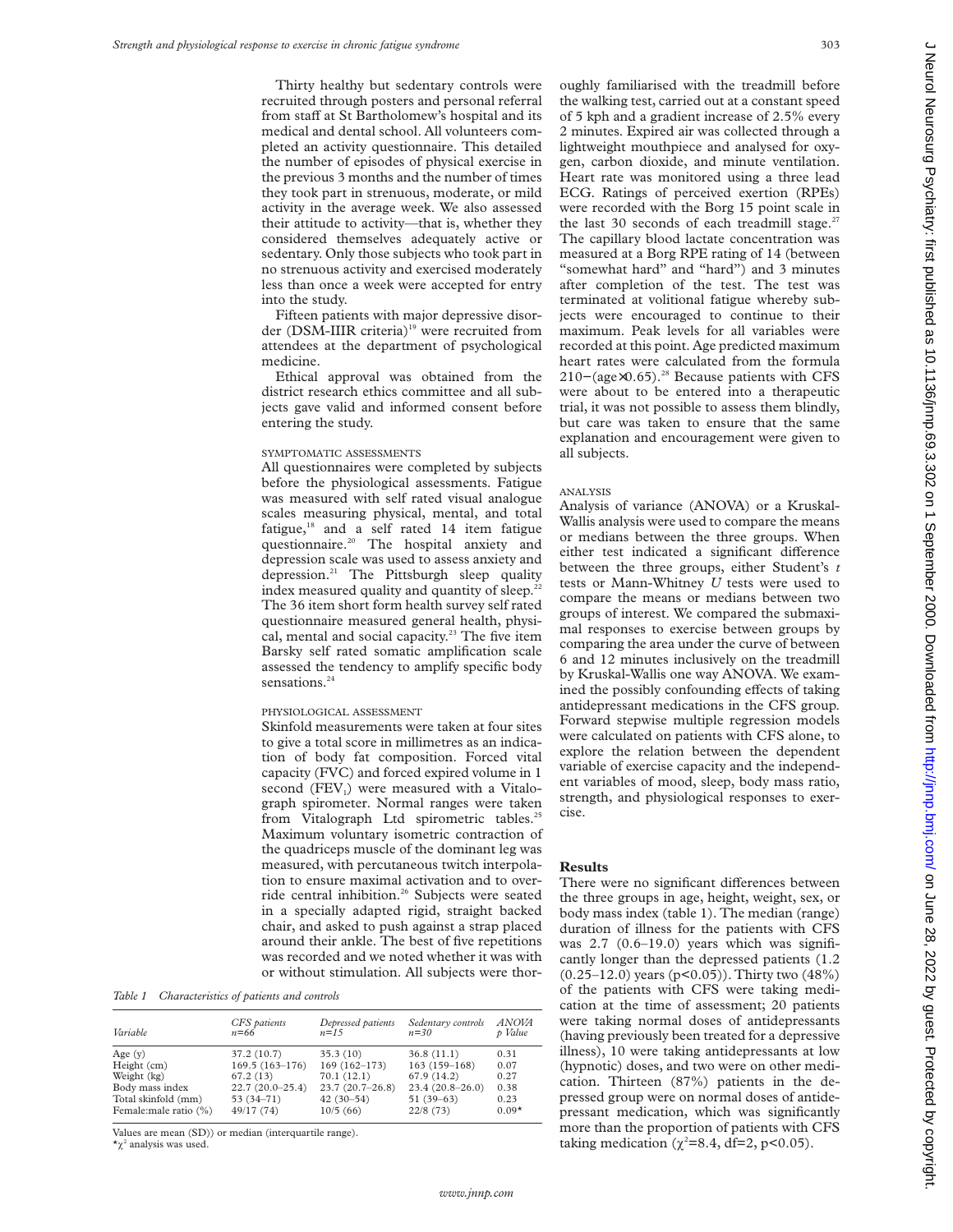Thirty healthy but sedentary controls were recruited through posters and personal referral from staff at St Bartholomew's hospital and its medical and dental school. All volunteers completed an activity questionnaire. This detailed the number of episodes of physical exercise in the previous 3 months and the number of times they took part in strenuous, moderate, or mild activity in the average week. We also assessed their attitude to activity—that is, whether they considered themselves adequately active or sedentary. Only those subjects who took part in no strenuous activity and exercised moderately less than once a week were accepted for entry into the study.

Fifteen patients with major depressive disorder (DSM-IIIR criteria)[19] were recruited from attendees at the department of psychological medicine.

Ethical approval was obtained from the district research ethics committee and all subjects gave valid and informed consent before entering the study.

### SYMPTOMATIC ASSESSMENTS

All questionnaires were completed by subjects before the physiological assessments. Fatigue was measured with self rated visual analogue scales measuring physical, mental, and total fatigue,[18] and a self rated 14 item fatigue questionnaire.[20] The hospital anxiety and depression scale was used to assess anxiety and depression.[21] The Pittsburgh sleep quality index measured quality and quantity of sleep.[22] The 36 item short form health survey self rated questionnaire measured general health, physical, mental and social capacity.[23] The five item Barsky self rated somatic amplification scale assessed the tendency to amplify specific body sensations.[24]

### PHYSIOLOGICAL ASSESSMENT

Skinfold measurements were taken at four sites to give a total score in millimetres as an indication of body fat composition. Forced vital capacity (FVC) and forced expired volume in 1 second ($FEV_1$) were measured with a Vitalograph spirometer. Normal ranges were taken from Vitalograph Ltd spirometric tables.[25] Maximum voluntary isometric contraction of the quadriceps muscle of the dominant leg was measured, with percutaneous twitch interpolation to ensure maximal activation and to override central inhibition.[26] Subjects were seated in a specially adapted rigid, straight backed chair, and asked to push against a strap placed around their ankle. The best of five repetitions was recorded and we noted whether it was with or without stimulation. All subjects were thoroughly familiarised with the treadmill before the walking test, carried out at a constant speed of 5 kph and a gradient increase of 2.5% every 2 minutes. Expired air was collected through a lightweight mouthpiece and analysed for oxygen, carbon dioxide, and minute ventilation. Heart rate was monitored using a three lead ECG. Ratings of perceived exertion (RPEs) were recorded with the Borg 15 point scale in the last 30 seconds of each treadmill stage.[27] The capillary blood lactate concentration was measured at a Borg RPE rating of 14 (between "somewhat hard" and "hard") and 3 minutes after completion of the test. The test was terminated at volitional fatigue whereby subjects were encouraged to continue to their maximum. Peak levels for all variables were recorded at this point. Age predicted maximum heart rates were calculated from the formula $210-(\text{age}\times 0.65)$.[28] Because patients with CFS were about to be entered into a therapeutic trial, it was not possible to assess them blindly, but care was taken to ensure that the same explanation and encouragement were given to all subjects.

*Table 1 Characteristics of patients and controls*

| Variable | CFS patients n=66 | Depressed patients n=15 | Sedentary controls n=30 | ANOVA p Value |
|---|---|---|---|---|
| Age (y) | 37.2 (10.7) | 35.3 (10) | 36.8 (11.1) | 0.31 |
| Height (cm) | 169.5 (163–176) | 169 (162–173) | 163 (159–168) | 0.07 |
| Weight (kg) | 67.2 (13) | 70.1 (12.1) | 67.9 (14.2) | 0.27 |
| Body mass index | 22.7 (20.0–25.4) | 23.7 (20.7–26.8) | 23.4 (20.8–26.0) | 0.38 |
| Total skinfold (mm) | 53 (34–71) | 42 (30–54) | 51 (39–63) | 0.23 |
| Female:male ratio (%) | 49/17 (74) | 10/5 (66) | 22/8 (73) | 0.09* |

Values are mean (SD)) or median (interquartile range).
*$\chi^2$ analysis was used.

### ANALYSIS

Analysis of variance (ANOVA) or a Kruskal-Wallis analysis were used to compare the means or medians between the three groups. When either test indicated a significant difference between the three groups, either Student's *t* tests or Mann-Whitney *U* tests were used to compare the means or medians between two groups of interest. We compared the submaximal responses to exercise between groups by comparing the area under the curve of between 6 and 12 minutes inclusively on the treadmill by Kruskal-Wallis one way ANOVA. We examined the possibly confounding effects of taking antidepressant medications in the CFS group. Forward stepwise multiple regression models were calculated on patients with CFS alone, to explore the relation between the dependent variable of exercise capacity and the independent variables of mood, sleep, body mass ratio, strength, and physiological responses to exercise.

## Results

There were no significant differences between the three groups in age, height, weight, sex, or body mass index (table 1). The median (range) duration of illness for the patients with CFS was 2.7 (0.6–19.0) years which was significantly longer than the depressed patients (1.2 (0.25–12.0) years ($p<0.05$)). Thirty two (48%) of the patients with CFS were taking medication at the time of assessment; 20 patients were taking normal doses of antidepressants (having previously been treated for a depressive illness), 10 were taking antidepressants at low (hypnotic) doses, and two were on other medication. Thirteen (87%) patients in the depressed group were on normal doses of antidepressant medication, which was significantly more than the proportion of patients with CFS taking medication ($\chi^2=8.4$, df=2, $p<0.05$).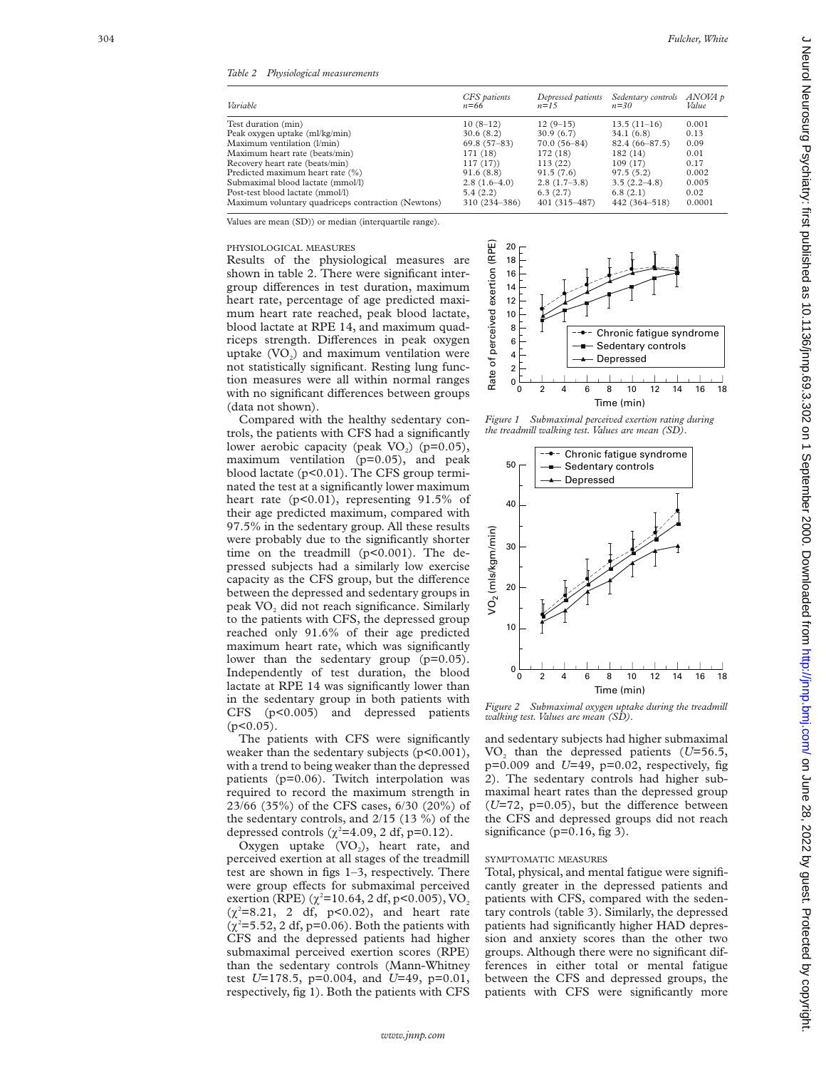*Table 2 Physiological measurements*

| Variable | CFS patients n=66 | Depressed patients n=15 | Sedentary controls n=30 | ANOVA p Value |
|---|---|---|---|---|
| Test duration (min) | 10 (8–12) | 12 (9–15) | 13.5 (11–16) | 0.001 |
| Peak oxygen uptake (ml/kg/min) | 30.6 (8.2) | 30.9 (6.7) | 34.1 (6.8) | 0.13 |
| Maximum ventilation (l/min) | 69.8 (57–83) | 70.0 (56–84) | 82.4 (66–87.5) | 0.09 |
| Maximum heart rate (beats/min) | 171 (18) | 172 (18) | 182 (14) | 0.01 |
| Recovery heart rate (beats/min) | 117 (17)) | 113 (22) | 109 (17) | 0.17 |
| Predicted maximum heart rate (%) | 91.6 (8.8) | 91.5 (7.6) | 97.5 (5.2) | 0.002 |
| Submaximal blood lactate (mmol/l) | 2.8 (1.6–4.0) | 2.8 (1.7–3.8) | 3.5 (2.2–4.8) | 0.005 |
| Post-test blood lactate (mmol/l) | 5.4 (2.2) | 6.3 (2.7) | 6.8 (2.1) | 0.02 |
| Maximum voluntary quadriceps contraction (Newtons) | 310 (234–386) | 401 (315–487) | 442 (364–518) | 0.0001 |

Values are mean (SD)) or median (interquartile range).

PHYSIOLOGICAL MEASURES

Results of the physiological measures are shown in table 2. There were significant intergroup differences in test duration, maximum heart rate, percentage of age predicted maximum heart rate reached, peak blood lactate, blood lactate at RPE 14, and maximum quadriceps strength. Differences in peak oxygen uptake ($VO_2$) and maximum ventilation were not statistically significant. Resting lung function measures were all within normal ranges with no significant differences between groups (data not shown).

Compared with the healthy sedentary controls, the patients with CFS had a significantly lower aerobic capacity (peak $VO_2$) ($p=0.05$), maximum ventilation ($p=0.05$), and peak blood lactate ($p<0.01$). The CFS group terminated the test at a significantly lower maximum heart rate ($p<0.01$), representing 91.5% of their age predicted maximum, compared with 97.5% in the sedentary group. All these results were probably due to the significantly shorter time on the treadmill ($p<0.001$). The depressed subjects had a similarly low exercise capacity as the CFS group, but the difference between the depressed and sedentary groups in peak $VO_2$ did not reach significance. Similarly to the patients with CFS, the depressed group reached only 91.6% of their age predicted maximum heart rate, which was significantly lower than the sedentary group ($p=0.05$). Independently of test duration, the blood lactate at RPE 14 was significantly lower than in the sedentary group in both patients with CFS ($p<0.005$) and depressed patients ($p<0.05$).

The patients with CFS were significantly weaker than the sedentary subjects ($p<0.001$), with a trend to being weaker than the depressed patients ($p=0.06$). Twitch interpolation was required to record the maximum strength in 23/66 (35%) of the CFS cases, 6/30 (20%) of the sedentary controls, and 2/15 (13 %) of the depressed controls ($\chi^2=4.09$, 2 df, $p=0.12$).

Oxygen uptake ($VO_2$), heart rate, and perceived exertion at all stages of the treadmill test are shown in figs 1–3, respectively. There were group effects for submaximal perceived exertion (RPE) ($\chi^2=10.64$, 2 df, $p<0.005$), $VO_2$ ($\chi^2=8.21$, 2 df, $p<0.02$), and heart rate ($\chi^2=5.52$, 2 df, $p=0.06$). Both the patients with CFS and the depressed patients had higher submaximal perceived exertion scores (RPE) than the sedentary controls (Mann-Whitney test $U=178.5$, $p=0.004$, and $U=49$, $p=0.01$, respectively, fig 1). Both the patients with CFS and sedentary subjects had higher submaximal $VO_2$ than the depressed patients ($U=56.5$, $p=0.009$ and $U=49$, $p=0.02$, respectively, fig 2). The sedentary controls had higher submaximal heart rates than the depressed group ($U=72$, $p=0.05$), but the difference between the CFS and depressed groups did not reach significance ($p=0.16$, fig 3).

*Figure 1 Submaximal perceived exertion rating during the treadmill walking test. Values are mean (SD).*

*Figure 2 Submaximal oxygen uptake during the treadmill walking test. Values are mean (SD).*

SYMPTOMATIC MEASURES

Total, physical, and mental fatigue were significantly greater in the depressed patients and patients with CFS, compared with the sedentary controls (table 3). Similarly, the depressed patients had significantly higher HAD depression and anxiety scores than the other two groups. Although there were no significant differences in either total or mental fatigue between the CFS and depressed groups, the patients with CFS were significantly more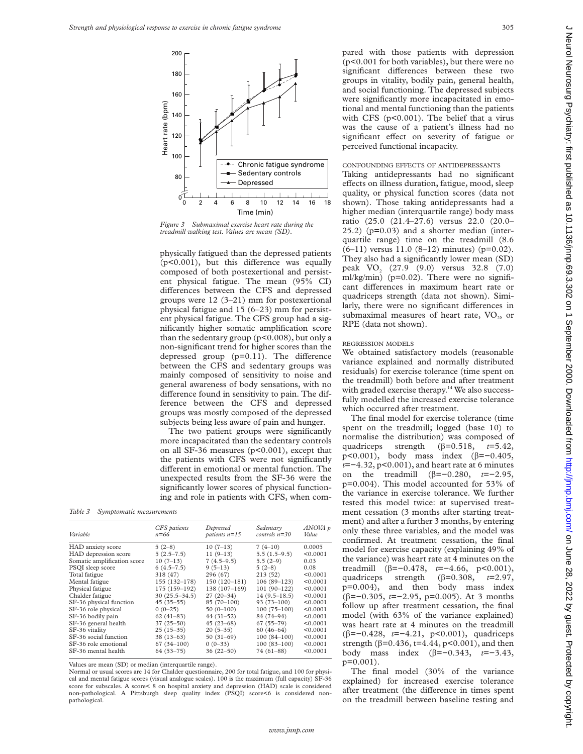*Figure 3 Submaximal exercise heart rate during the treadmill walking test. Values are mean (SD).*

physically fatigued than the depressed patients ($p<0.001$), but this difference was equally composed of both postexertional and persistent physical fatigue. The mean (95% CI) differences between the CFS and depressed groups were 12 (3–21) mm for postexertional physical fatigue and 15 (6–23) mm for persistent physical fatigue. The CFS group had a significantly higher somatic amplification score than the sedentary group ($p<0.008$), but only a non-significant trend for higher scores than the depressed group ($p=0.11$). The difference between the CFS and sedentary groups was mainly composed of sensitivity to noise and general awareness of body sensations, with no difference found in sensitivity to pain. The difference between the CFS and depressed groups was mostly composed of the depressed subjects being less aware of pain and hunger.

The two patient groups were significantly more incapacitated than the sedentary controls on all SF-36 measures ($p<0.001$), except that the patients with CFS were not significantly different in emotional or mental function. The unexpected results from the SF-36 were the significantly lower scores of physical functioning and role in patients with CFS, when compared with those patients with depression ($p<0.001$ for both variables), but there were no significant differences between these two groups in vitality, bodily pain, general health, and social functioning. The depressed subjects were significantly more incapacitated in emotional and mental functioning than the patients with CFS ($p<0.001$). The belief that a virus was the cause of a patient's illness had no significant effect on severity of fatigue or perceived functional incapacity.

*Table 3 Symptomatic measurements*

| Variable | CFS patients n=66 | Depressed patients n=15 | Sedentary controls n=30 | ANOVA p Value |
|---|---|---|---|---|
| HAD anxiety score | 5 (2–8) | 10 (7–13) | 7 (4–10) | 0.0005 |
| HAD depression score | 5 (2.5–7.5) | 11 (9–13) | 5.5 (1.5–9.5) | <0.0001 |
| Somatic amplification score | 10 (7–13) | 7 (4.5–9.5) | 5.5 (2–9) | 0.03 |
| PSQI sleep score | 6 (4.5–7.5) | 9 (5–13) | 5 (2–8) | 0.08 |
| Total fatigue | 318 (47) | 296 (67) | 213 (52) | <0.0001 |
| Mental fatigue | 155 (132–178) | 150 (120–181) | 106 (89–123) | <0.0001 |
| Physical fatigue | 175 (159–192) | 138 (107–169) | 101 (90–122) | <0.0001 |
| Chalder fatigue | 30 (25.5–34.5) | 27 (20–34) | 14 (9.5–18.5) | <0.0001 |
| SF-36 physical function | 45 (35–55) | 85 (70–100) | 93 (73–100) | <0.0001 |
| SF-36 role physical | 0 (0–25) | 50 (0–100) | 100 (75–100) | <0.0001 |
| SF-36 bodily pain | 62 (41–83) | 44 (31–52) | 84 (74–94) | <0.0001 |
| SF-36 general health | 37 (25–50) | 45 (23–68) | 67 (55–79) | <0.0001 |
| SF-36 vitality | 25 (15–35) | 20 (5–35) | 60 (46–64) | <0.0001 |
| SF-36 social function | 38 (13–63) | 50 (31–69) | 100 (84–100) | <0.0001 |
| SF-36 role emotional | 67 (34–100) | 0 (0–33) | 100 (83–100) | <0.0001 |
| SF-36 mental health | 64 (53–75) | 36 (22–50) | 74 (61–88) | <0.0001 |

Values are mean (SD) or median (interquartile range).
Normal or usual scores are 14 for Chalder questionnaire, 200 for total fatigue, and 100 for physical and mental fatigue scores (visual analogue scales). 100 is the maximum (full capacity) SF-36 score for subscales. A score< 8 on hospital anxiety and depression (HAD) scale is considered non-pathological. A Pittsburgh sleep quality index (PSQI) score<6 is considered non-pathological.

### CONFOUNDING EFFECTS OF ANTIDEPRESSANTS

Taking antidepressants had no significant effects on illness duration, fatigue, mood, sleep quality, or physical function scores (data not shown). Those taking antidepressants had a higher median (interquartile range) body mass ratio (25.0 (21.4–27.6) versus 22.0 (20.0–25.2) ($p=0.03$) and a shorter median (interquartile range) time on the treadmill (8.6 (6–11) versus 11.0 (8–12) minutes) ($p=0.02$). They also had a significantly lower mean (SD) peak $VO_2$ (27.9 (9.0) versus 32.8 (7.0) ml/kg/min) ($p=0.02$). There were no significant differences in maximum heart rate or quadriceps strength (data not shown). Similarly, there were no significant differences in submaximal measures of heart rate, $VO_2$, or RPE (data not shown).

### REGRESSION MODELS

We obtained satisfactory models (reasonable variance explained and normally distributed residuals) for exercise tolerance (time spent on the treadmill) both before and after treatment with graded exercise therapy.[14] We also successfully modelled the increased exercise tolerance which occurred after treatment.

The final model for exercise tolerance (time spent on the treadmill; logged (base 10) to normalise the distribution) was composed of quadriceps strength ($\beta=0.518$, $t=5.42$, $p<0.001$), body mass index ($\beta=-0.405$, $t=-4.32$, $p<0.001$), and heart rate at 6 minutes on the treadmill ($\beta=-0.280$, $t=-2.95$, $p=0.004$). This model accounted for 53% of the variance in exercise tolerance. We further tested this model twice: at supervised treatment cessation (3 months after starting treatment) and after a further 3 months, by entering only these three variables, and the model was confirmed. At treatment cessation, the final model for exercise capacity (explaining 49% of the variance) was heart rate at 4 minutes on the treadmill ($\beta=-0.478$, $t=-4.66$, $p<0.001$), quadriceps strength ($\beta=0.308$, $t=2.97$, $p=0.004$), and then body mass index ($\beta=-0.305$, $t=-2.95$, $p=0.005$). At 3 months follow up after treatment cessation, the final model (with 63% of the variance explained) was heart rate at 4 minutes on the treadmill ($\beta=-0.428$, $t=-4.21$, $p<0.001$), quadriceps strength ($\beta=0.436$, $t=4.44$, $p<0.001$), and then body mass index ($\beta=-0.343$, $t=-3.43$, $p=0.001$).

The final model (30% of the variance explained) for increased exercise tolerance after treatment (the difference in times spent on the treadmill between baseline testing and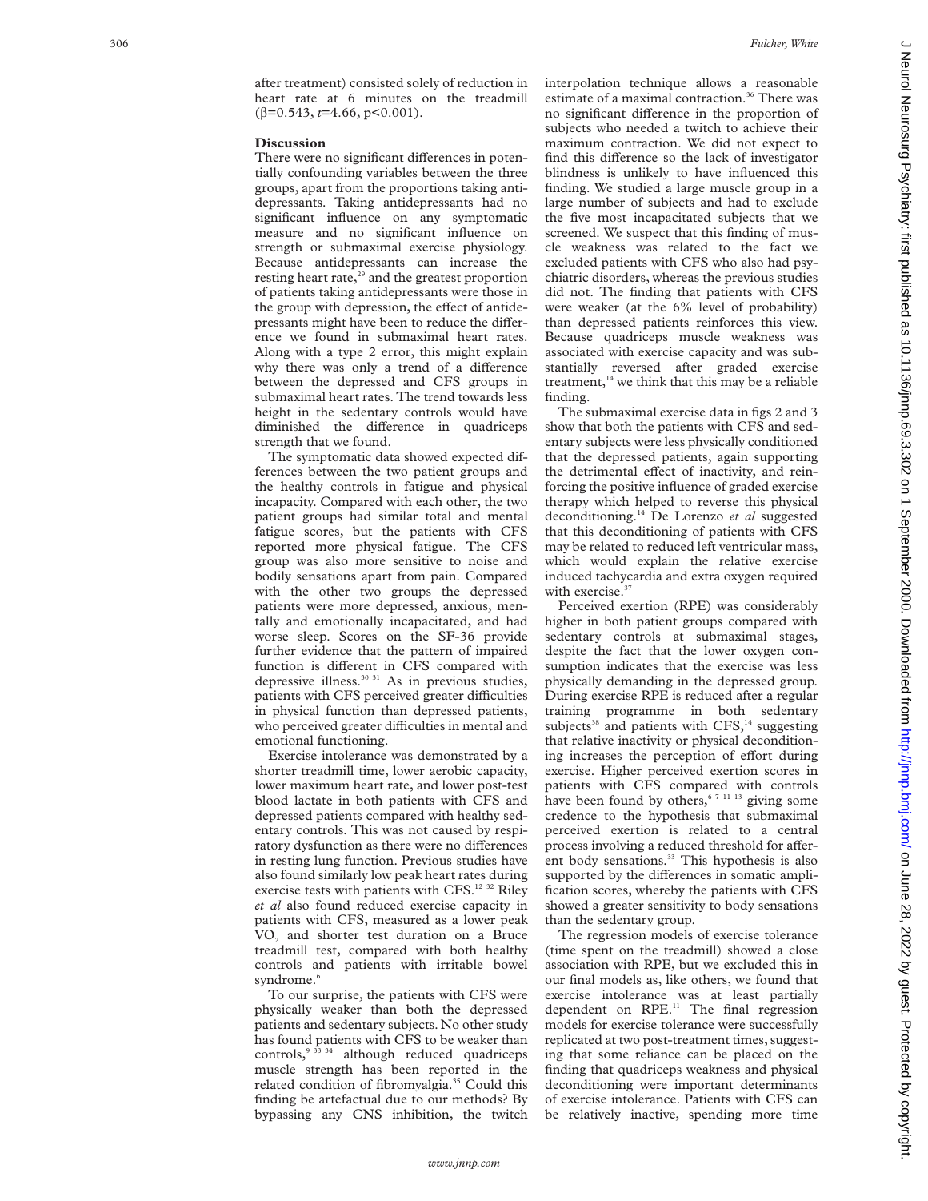after treatment) consisted solely of reduction in heart rate at 6 minutes on the treadmill ($\beta$=0.543, $t$=4.66, p<0.001).

## Discussion

There were no significant differences in potentially confounding variables between the three groups, apart from the proportions taking antidepressants. Taking antidepressants had no significant influence on any symptomatic measure and no significant influence on strength or submaximal exercise physiology. Because antidepressants can increase the resting heart rate,[29] and the greatest proportion of patients taking antidepressants were those in the group with depression, the effect of antidepressants might have been to reduce the difference we found in submaximal heart rates. Along with a type 2 error, this might explain why there was only a trend of a difference between the depressed and CFS groups in submaximal heart rates. The trend towards less height in the sedentary controls would have diminished the difference in quadriceps strength that we found.

The symptomatic data showed expected differences between the two patient groups and the healthy controls in fatigue and physical incapacity. Compared with each other, the two patient groups had similar total and mental fatigue scores, but the patients with CFS reported more physical fatigue. The CFS group was also more sensitive to noise and bodily sensations apart from pain. Compared with the other two groups the depressed patients were more depressed, anxious, mentally and emotionally incapacitated, and had worse sleep. Scores on the SF-36 provide further evidence that the pattern of impaired function is different in CFS compared with depressive illness.[30 31] As in previous studies, patients with CFS perceived greater difficulties in physical function than depressed patients, who perceived greater difficulties in mental and emotional functioning.

Exercise intolerance was demonstrated by a shorter treadmill time, lower aerobic capacity, lower maximum heart rate, and lower post-test blood lactate in both patients with CFS and depressed patients compared with healthy sedentary controls. This was not caused by respiratory dysfunction as there were no differences in resting lung function. Previous studies have also found similarly low peak heart rates during exercise tests with patients with CFS.[12 32] Riley *et al* also found reduced exercise capacity in patients with CFS, measured as a lower peak $VO_2$ and shorter test duration on a Bruce treadmill test, compared with both healthy controls and patients with irritable bowel syndrome.[6]

To our surprise, the patients with CFS were physically weaker than both the depressed patients and sedentary subjects. No other study has found patients with CFS to be weaker than controls,[9 33 34] although reduced quadriceps muscle strength has been reported in the related condition of fibromyalgia.[35] Could this finding be artefactual due to our methods? By bypassing any CNS inhibition, the twitch interpolation technique allows a reasonable estimate of a maximal contraction.[36] There was no significant difference in the proportion of subjects who needed a twitch to achieve their maximum contraction. We did not expect to find this difference so the lack of investigator blindness is unlikely to have influenced this finding. We studied a large muscle group in a large number of subjects and had to exclude the five most incapacitated subjects that we screened. We suspect that this finding of muscle weakness was related to the fact we excluded patients with CFS who also had psychiatric disorders, whereas the previous studies did not. The finding that patients with CFS were weaker (at the 6% level of probability) than depressed patients reinforces this view. Because quadriceps muscle weakness was associated with exercise capacity and was substantially reversed after graded exercise treatment,[14] we think that this may be a reliable finding.

The submaximal exercise data in figs 2 and 3 show that both the patients with CFS and sedentary subjects were less physically conditioned that the depressed patients, again supporting the detrimental effect of inactivity, and reinforcing the positive influence of graded exercise therapy which helped to reverse this physical deconditioning.[14] De Lorenzo *et al* suggested that this deconditioning of patients with CFS may be related to reduced left ventricular mass, which would explain the relative exercise induced tachycardia and extra oxygen required with exercise.[37]

Perceived exertion (RPE) was considerably higher in both patient groups compared with sedentary controls at submaximal stages, despite the fact that the lower oxygen consumption indicates that the exercise was less physically demanding in the depressed group. During exercise RPE is reduced after a regular training programme in both sedentary subjects[38] and patients with CFS,[14] suggesting that relative inactivity or physical deconditioning increases the perception of effort during exercise. Higher perceived exertion scores in patients with CFS compared with controls have been found by others,[6 7 11–13] giving some credence to the hypothesis that submaximal perceived exertion is related to a central process involving a reduced threshold for afferent body sensations.[33] This hypothesis is also supported by the differences in somatic amplification scores, whereby the patients with CFS showed a greater sensitivity to body sensations than the sedentary group.

The regression models of exercise tolerance (time spent on the treadmill) showed a close association with RPE, but we excluded this in our final models as, like others, we found that exercise intolerance was at least partially dependent on RPE.[11] The final regression models for exercise tolerance were successfully replicated at two post-treatment times, suggesting that some reliance can be placed on the finding that quadriceps weakness and physical deconditioning were important determinants of exercise intolerance. Patients with CFS can be relatively inactive, spending more time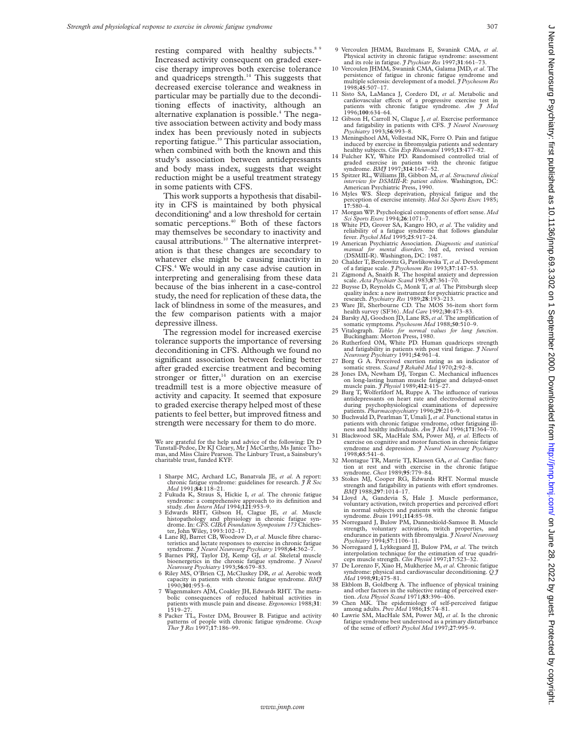resting compared with healthy subjects.[8 9] Increased activity consequent on graded exercise therapy improves both exercise tolerance and quadriceps strength.[14] This suggests that decreased exercise tolerance and weakness in particular may be partially due to the deconditioning effects of inactivity, although an alternative explanation is possible.[4] The negative association between activity and body mass index has been previously noted in subjects reporting fatigue.[39] This particular association, when combined with both the known and this study's association between antidepressants and body mass index, suggests that weight reduction might be a useful treatment strategy in some patients with CFS.

This work supports a hypothesis that disability in CFS is maintained by both physical deconditioning[6] and a low threshold for certain somatic perceptions.[40] Both of these factors may themselves be secondary to inactivity and causal attributions.[10] The alternative interpretation is that these changes are secondary to whatever else might be causing inactivity in CFS.[4] We would in any case advise caution in interpreting and generalising from these data because of the bias inherent in a case-control study, the need for replication of these data, the lack of blindness in some of the measures, and the few comparison patients with a major depressive illness.

The regression model for increased exercise tolerance supports the importance of reversing deconditioning in CFS. Although we found no significant association between feeling better after graded exercise treatment and becoming stronger or fitter,[14] duration on an exercise treadmill test is a more objective measure of activity and capacity. It seemed that exposure to graded exercise therapy helped most of these patients to feel better, but improved fitness and strength were necessary for them to do more.

We are grateful for the help and advice of the following: Dr D Tunstall-Pedoe, Dr KJ Cleary, Mr J McCarthy, Ms Janice Thomas, and Miss Claire Pearson. The Linbury Trust, a Sainsbury's charitable trust, funded KYF.

1 Sharpe MC, Archard LC, Banatvala JE, *et al*. A report: chronic fatigue syndrome: guidelines for research. *J R Soc Med* 1991;**84**:118–21.
2 Fukuda K, Straus S, Hickie I, *et al*. The chronic fatigue syndrome: a comprehensive approach to its definition and study. *Ann Intern Med* 1994;**121**:953–9.
3 Edwards RHT, Gibson H, Clague JE, *et al*. Muscle histopathology and physiology in chronic fatigue syndrome. In: *CFS. CIBA Foundation Symposium 173* Chichester, John Wiley, 1993:102–17.
4 Lane RJ, Barret CB, Woodrow D, *et al*. Muscle fibre characteristics and lactate responses to exercise in chronic fatigue syndrome. *J Neurol Neurosurg Psychiatry* 1998;**64**:362–7.
5 Barnes PRJ, Taylor DJ, Kemp GJ, *et al*. Skeletal muscle bioenergetics in the chronic fatigue syndrome. *J Neurol Neurosurg Psychiatry* 1993;**56**:679–83.
6 Riley MS, O'Brien CJ, McCluskey DR, *et al*. Aerobic work capacity in patients with chronic fatigue syndrome. *BMJ* 1990;**301**:953–6.
7 Wagenmakers AJM, Coakley JH, Edwards RHT. The metabolic consequences of reduced habitual activities in patients with muscle pain and disease. *Ergonomics* 1988;**31**:1519–27.
8 Packer TL, Foster DM, Brouwer B. Fatigue and activity patterns of people with chronic fatigue syndrome. *Occup Ther J Res* 1997;**17**:186–99.
9 Vercoulen JHMM, Bazelmans E, Swanink CMA, *et al*. Physical activity in chronic fatigue syndrome: assessment and its role in fatigue. *J Psychiatr Res* 1997;**31**:661–73.
10 Vercoulen JHMM, Swanink CMA, Galama JMD, *et al*. The persistence of fatigue in chronic fatigue syndrome and multiple sclerosis: development of a model. *J Psychosom Res* 1998;**45**:507–17.
11 Sisto SA, LaManca J, Cordero DI, *et al*. Metabolic and cardiovascular effects of a progressive exercise test in patients with chronic fatigue syndrome. *Am J Med* 1996;**100**:634–64.
12 Gibson H, Carroll N, Clague J, *et al*. Exercise performance and fatigability in patients with CFS. *J Neurol Neurosurg Psychiatry* 1993;**56**:993–8.
13 Meningshoel AM, Vollestad NK, Forre O. Pain and fatigue induced by exercise in fibromyalgia patients and sedentary healthy subjects. *Clin Exp Rheumatol* 1995;**13**:477–82.
14 Fulcher KY, White PD. Randomised controlled trial of graded exercise in patients with the chronic fatigue syndrome. *BMJ* 1997;**314**:1647–52.
15 Spitzer RL, Williams JB, Gibbon M, *et al*. *Structured clinical interview for DSMIII-R: patient edition*. Washington, DC: American Psychiatric Press, 1990.
16 Myles WS. Sleep deprivation, physical fatigue and the perception of exercise intensity. *Med Sci Sports Exerc* 1985;**17**:580–4.
17 Morgan WP. Psychological components of effort sense. *Med Sci Sports Exerc* 1994;**26**:1071–7.
18 White PD, Grover SA, Kangro HO, *et al*. The validity and reliability of a fatigue syndrome that follows glandular fever. *Psychol Med* 1995;**25**:917–24.
19 American Psychiatric Association. *Diagnostic and statistical manual for mental disorders.* 3rd ed, revised version (DSMIII-R). Washington, DC: 1987.
20 Chalder T, Berelowitz G, Pawlikowska T, *et al*. Development of a fatigue scale. *J Psychosom Res* 1993;**37**:147–53.
21 Zigmond A, Snaith R. The hospital anxiety and depression scale. *Acta Psychiatr Scand* 1983;**87**:361–70.
22 Buysse D, Reynolds C, Monk T, *et al*. The Pittsburgh sleep quality index: a new instrument for psychiatric practice and research. *Psychiatry Res* 1989;**28**:193–213.
23 Ware JE, Sherbourne CD. The MOS 36-item short form health survey (SF36). *Med Care* 1992;**30**:473–83.
24 Barsky AJ, Goodson JD, Lane RS, *et al*. The amplification of somatic symptoms. *Psychosom Med* 1988;**50**:510–9.
25 Vitalograph. *Tables for normal values for lung function*. Buckingham: Morton Press, 1980.
26 Rutherford OM, White PD. Human quadriceps strength and fatigability in patients with post viral fatigue. *J Neurol Neurosurg Psychiatry* 1991;**54**:961–4.
27 Borg G A. Perceived exertion rating as an indicator of somatic stress. *Scand J Rehabil Med* 1970;**2**:92–8.
28 Jones DA, Newham DJ, Torgan C. Mechanical influences on long-lasting human muscle fatigue and delayed-onset muscle pain. *J Physiol* 1989;**412**:415–27.
29 Barg T, Wolferfdorf M, Ruppe A. The influence of various antidepressants on heart rate and electrodermal activity during psychophysiological examinations of depressive patients. *Pharmacopsychiatry* 1996;**29**:216–9.
30 Buchwald D, Pearlman T, Umali J, *et al*. Functional status in patients with chronic fatigue syndrome, other fatiguing illness and healthy individuals. *Am J Med* 1996;**171**:364–70.
31 Blackwood SK, MacHale SM, Power MJ, *et al*. Effects of exercise on cognitive and motor function in chronic fatigue syndrome and depression. *J Neurol Neurosurg Psychiatry* 1998;**65**:541–6.
32 Montague TR, Marrie TJ, Klassen GA, *et al*. Cardiac function at rest and with exercise in the chronic fatigue syndrome. *Chest* 1989;**95**:779–84.
33 Stokes MJ, Cooper RG, Edwards RHT. Normal muscle strength and fatigability in patients with effort syndromes. *BMJ* 1988;**297**:1014–17.
34 Lloyd A, Gandevia S, Hale J. Muscle performance, voluntary activation, twitch properties and perceived effort in normal subjects and patients with the chronic fatigue syndrome. *Brain* 1991;**114**:85–98.
35 Norregaard J, Bulow PM, Danneskiold-Samsoe B. Muscle strength, voluntary activation, twitch properties, and endurance in patients with fibromyalgia. *J Neurol Neurosurg Psychiatry* 1994;**57**:1106–11.
36 Norregaard J, Lykkegaard JJ, Bulow PM, *et al*. The twitch interpolation technique for the estimation of true quadriceps muscle strength. *Clin Physiol* 1997;**17**:523–32.
37 De Lorenzo F, Xiao H, Mukherjee M, *et al*. Chronic fatigue syndrome: physical and cardiovascular deconditioning. *Q J Med* 1998;**91**:475–81.
38 Ekblom B, Goldberg A. The influence of physical training and other factors in the subjective rating of perceived exertion. *Acta Physiol Scand* 1971;**83**:396–406.
39 Chen MK. The epidemiology of self-perceived fatigue among adults. *Prev Med* 1986;**15**:74–81.
40 Lawrie SM, MacHale SM, Power MJ, *et al*. Is the chronic fatigue syndrome best understood as a primary disturbance of the sense of effort? *Psychol Med* 1997;**27**:995–9.